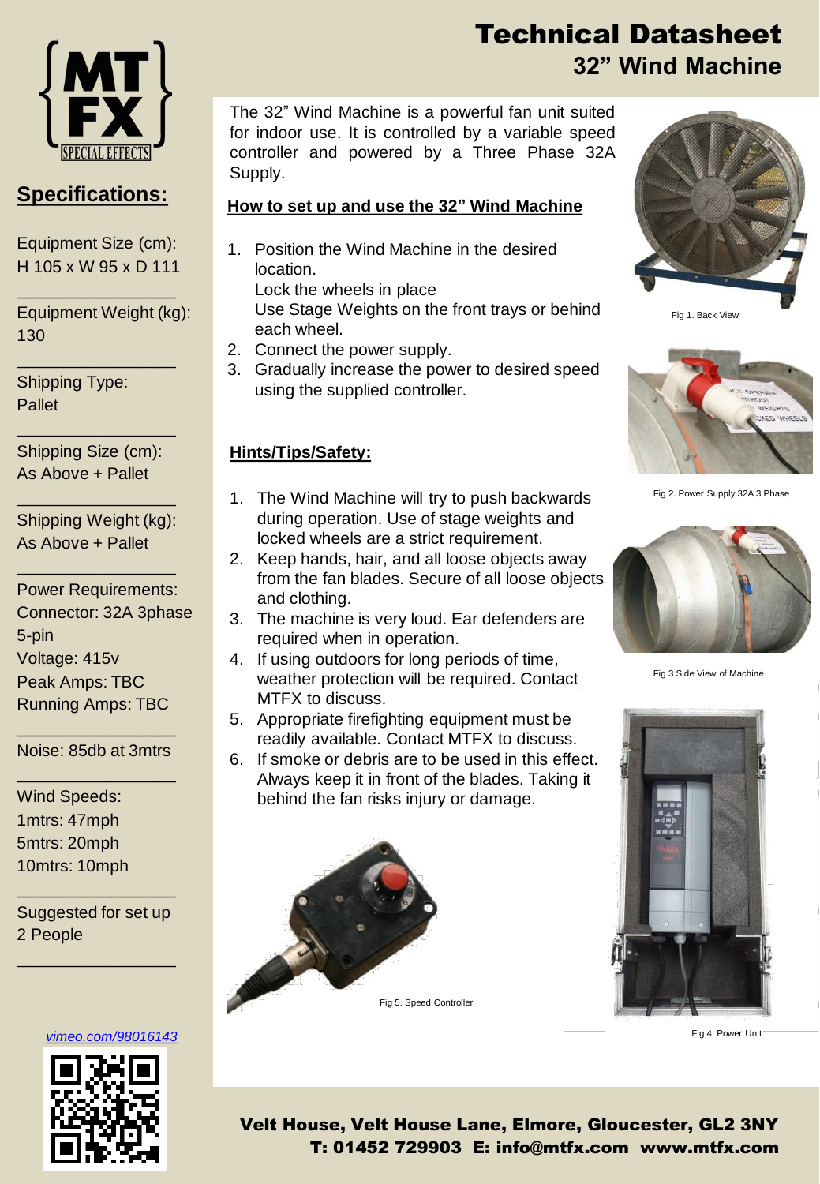# Technical Datasheet
## 32” Wind Machine

## Specifications:

Equipment Size (cm):
H 105 x W 95 x D 111

Equipment Weight (kg):
130

Shipping Type:
Pallet

Shipping Size (cm):
As Above + Pallet

Shipping Weight (kg):
As Above + Pallet

Power Requirements:
Connector: 32A 3phase 5-pin
Voltage: 415v
Peak Amps: TBC
Running Amps: TBC

Noise: 85db at 3mtrs

Wind Speeds:
1mtrs: 47mph
5mtrs: 20mph
10mtrs: 10mph

Suggested for set up
2 People

vimeo.com/98016143

The 32” Wind Machine is a powerful fan unit suited for indoor use. It is controlled by a variable speed controller and powered by a Three Phase 32A Supply.

### How to set up and use the 32” Wind Machine

1. Position the Wind Machine in the desired location.
   Lock the wheels in place
   Use Stage Weights on the front trays or behind each wheel.
2. Connect the power supply.
3. Gradually increase the power to desired speed using the supplied controller.

### Hints/Tips/Safety:

1. The Wind Machine will try to push backwards during operation. Use of stage weights and locked wheels are a strict requirement.
2. Keep hands, hair, and all loose objects away from the fan blades. Secure of all loose objects and clothing.
3. The machine is very loud. Ear defenders are required when in operation.
4. If using outdoors for long periods of time, weather protection will be required. Contact MTFX to discuss.
5. Appropriate firefighting equipment must be readily available. Contact MTFX to discuss.
6. If smoke or debris are to be used in this effect. Always keep it in front of the blades. Taking it behind the fan risks injury or damage.

Fig 1. Back View

Fig 2. Power Supply 32A 3 Phase

Fig 3 Side View of Machine

Fig 4. Power Unit

Fig 5. Speed Controller

**Velt House, Velt House Lane, Elmore, Gloucester, GL2 3NY**
**T: 01452 729903 E: info@mtfx.com www.mtfx.com**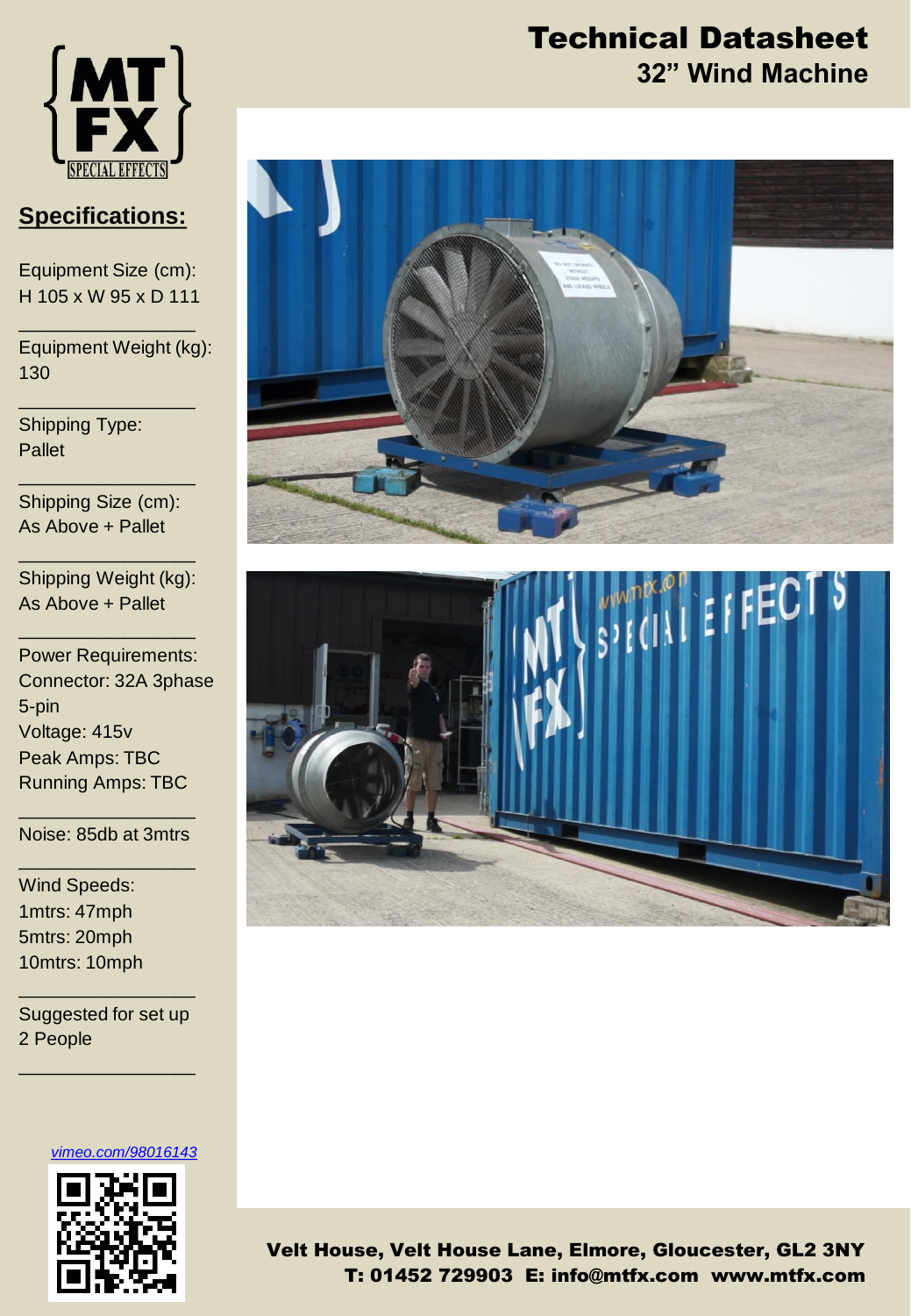# Technical Datasheet

## 32" Wind Machine

## Specifications:

Equipment Size (cm):
H 105 x W 95 x D 111

Equipment Weight (kg):
130

Shipping Type:
Pallet

Shipping Size (cm):
As Above + Pallet

Shipping Weight (kg):
As Above + Pallet

Power Requirements:
Connector: 32A 3phase 5-pin
Voltage: 415v
Peak Amps: TBC
Running Amps: TBC

Noise: 85db at 3mtrs

Wind Speeds:
1mtrs: 47mph
5mtrs: 20mph
10mtrs: 10mph

Suggested for set up
2 People

vimeo.com/98016143

**Velt House, Velt House Lane, Elmore, Gloucester, GL2 3NY**
**T: 01452 729903 E: info@mtfx.com www.mtfx.com**